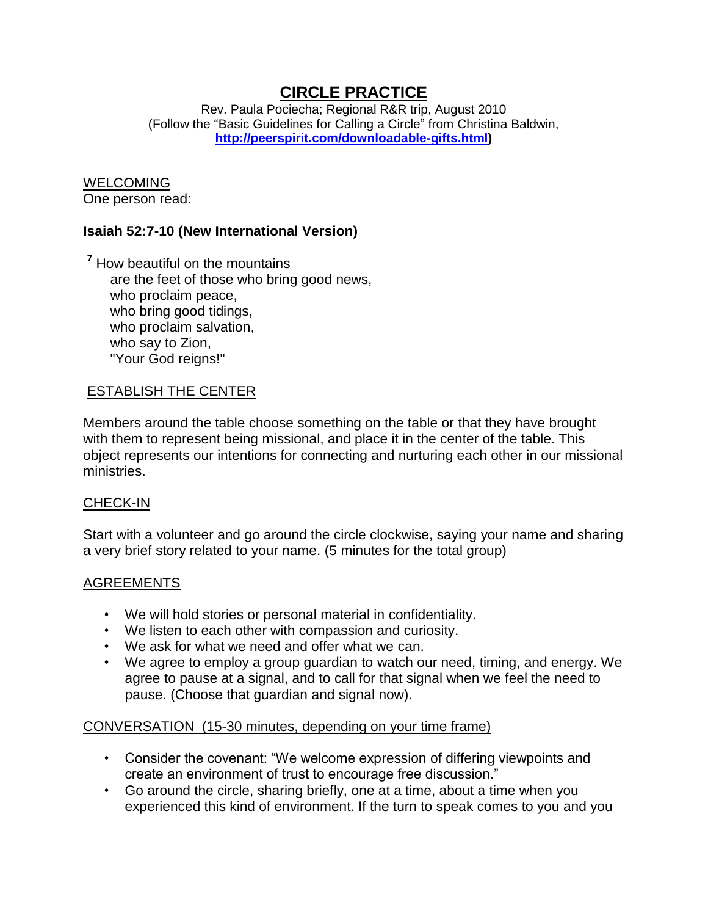# CIRCLE PRACTICE

Rev. Paula Pociecha; Regional R&R trip, August 2010
(Follow the "Basic Guidelines for Calling a Circle" from Christina Baldwin, [http://peerspirit.com/downloadable-gifts.html](http://peerspirit.com/downloadable-gifts.html))

WELCOMING

One person read:

**Isaiah 52:7-10 (New International Version)**

[7] How beautiful on the mountains
are the feet of those who bring good news,
who proclaim peace,
who bring good tidings,
who proclaim salvation,
who say to Zion,
"Your God reigns!"

ESTABLISH THE CENTER

Members around the table choose something on the table or that they have brought with them to represent being missional, and place it in the center of the table. This object represents our intentions for connecting and nurturing each other in our missional ministries.

CHECK-IN

Start with a volunteer and go around the circle clockwise, saying your name and sharing a very brief story related to your name. (5 minutes for the total group)

AGREEMENTS

- We will hold stories or personal material in confidentiality.
- We listen to each other with compassion and curiosity.
- We ask for what we need and offer what we can.
- We agree to employ a group guardian to watch our need, timing, and energy. We agree to pause at a signal, and to call for that signal when we feel the need to pause. (Choose that guardian and signal now).

CONVERSATION (15-30 minutes, depending on your time frame)

- Consider the covenant: "We welcome expression of differing viewpoints and create an environment of trust to encourage free discussion."
- Go around the circle, sharing briefly, one at a time, about a time when you experienced this kind of environment. If the turn to speak comes to you and you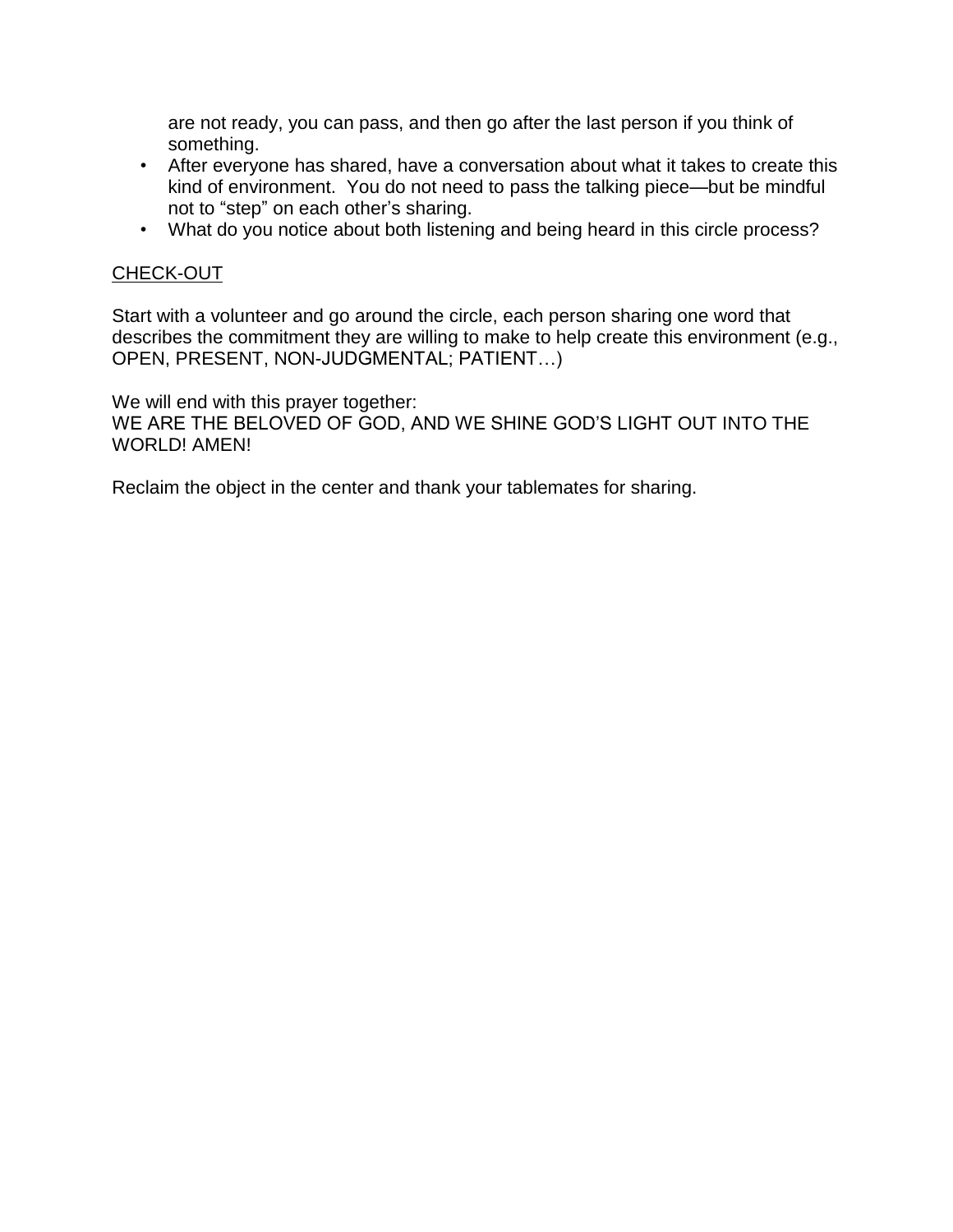are not ready, you can pass, and then go after the last person if you think of something.

- After everyone has shared, have a conversation about what it takes to create this kind of environment.  You do not need to pass the talking piece—but be mindful not to “step” on each other’s sharing.
- What do you notice about both listening and being heard in this circle process?

<u>CHECK-OUT</u>

Start with a volunteer and go around the circle, each person sharing one word that describes the commitment they are willing to make to help create this environment (e.g., OPEN, PRESENT, NON-JUDGMENTAL; PATIENT…)

We will end with this prayer together:
WE ARE THE BELOVED OF GOD, AND WE SHINE GOD’S LIGHT OUT INTO THE WORLD! AMEN!

Reclaim the object in the center and thank your tablemates for sharing.